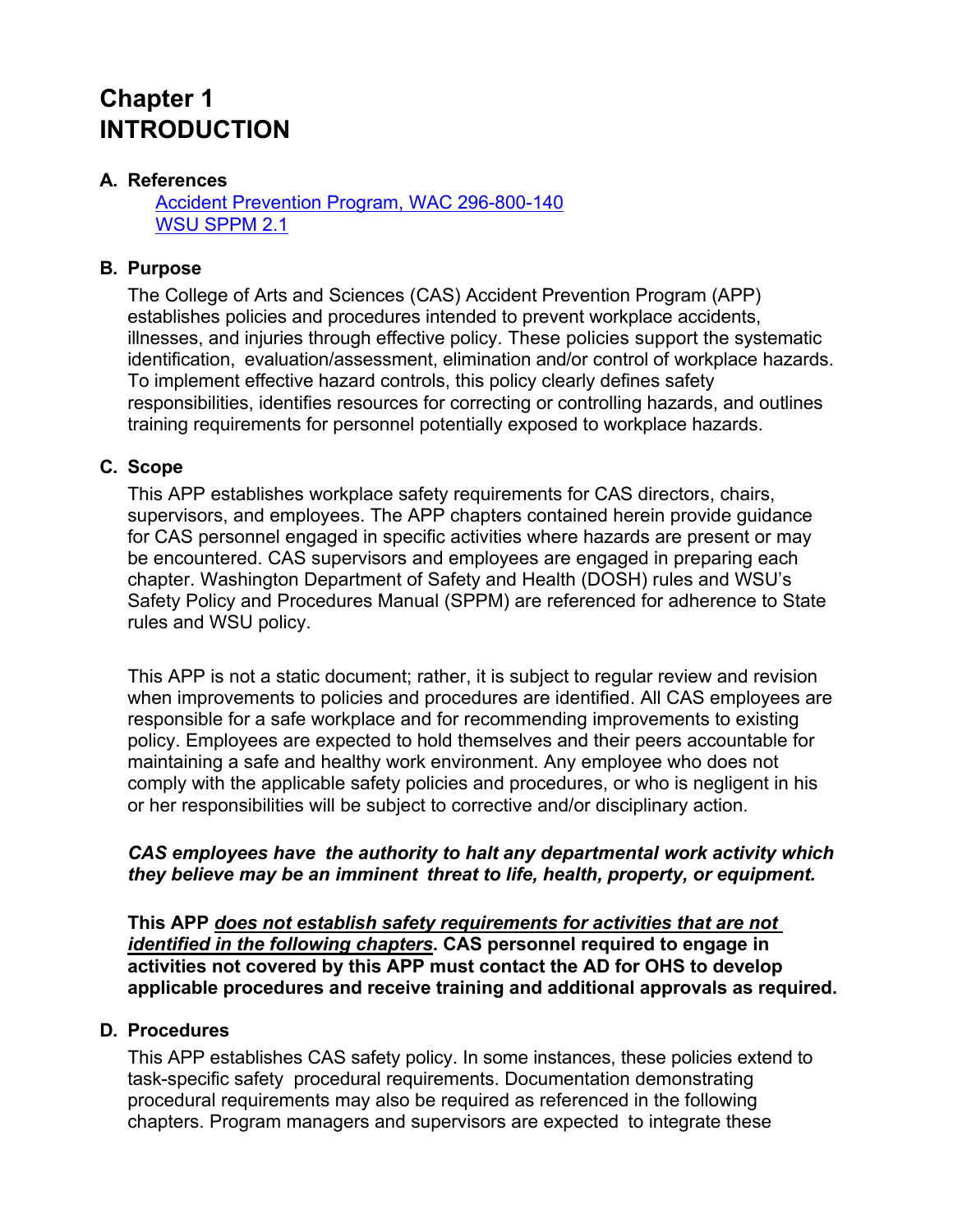# Chapter 1
# INTRODUCTION

## A. References

[Accident Prevention Program, WAC 296-800-140](#)
[WSU SPPM 2.1](#)

## B. Purpose

The College of Arts and Sciences (CAS) Accident Prevention Program (APP) establishes policies and procedures intended to prevent workplace accidents, illnesses, and injuries through effective policy. These policies support the systematic identification, evaluation/assessment, elimination and/or control of workplace hazards. To implement effective hazard controls, this policy clearly defines safety responsibilities, identifies resources for correcting or controlling hazards, and outlines training requirements for personnel potentially exposed to workplace hazards.

## C. Scope

This APP establishes workplace safety requirements for CAS directors, chairs, supervisors, and employees. The APP chapters contained herein provide guidance for CAS personnel engaged in specific activities where hazards are present or may be encountered. CAS supervisors and employees are engaged in preparing each chapter. Washington Department of Safety and Health (DOSH) rules and WSU's Safety Policy and Procedures Manual (SPPM) are referenced for adherence to State rules and WSU policy.

This APP is not a static document; rather, it is subject to regular review and revision when improvements to policies and procedures are identified. All CAS employees are responsible for a safe workplace and for recommending improvements to existing policy. Employees are expected to hold themselves and their peers accountable for maintaining a safe and healthy work environment. Any employee who does not comply with the applicable safety policies and procedures, or who is negligent in his or her responsibilities will be subject to corrective and/or disciplinary action.

***CAS employees have the authority to halt any departmental work activity which they believe may be an imminent threat to life, health, property, or equipment.***

**This APP <u>*does not establish safety requirements for activities that are not identified in the following chapters*</u>. CAS personnel required to engage in activities not covered by this APP must contact the AD for OHS to develop applicable procedures and receive training and additional approvals as required.**

## D. Procedures

This APP establishes CAS safety policy. In some instances, these policies extend to task-specific safety procedural requirements. Documentation demonstrating procedural requirements may also be required as referenced in the following chapters. Program managers and supervisors are expected to integrate these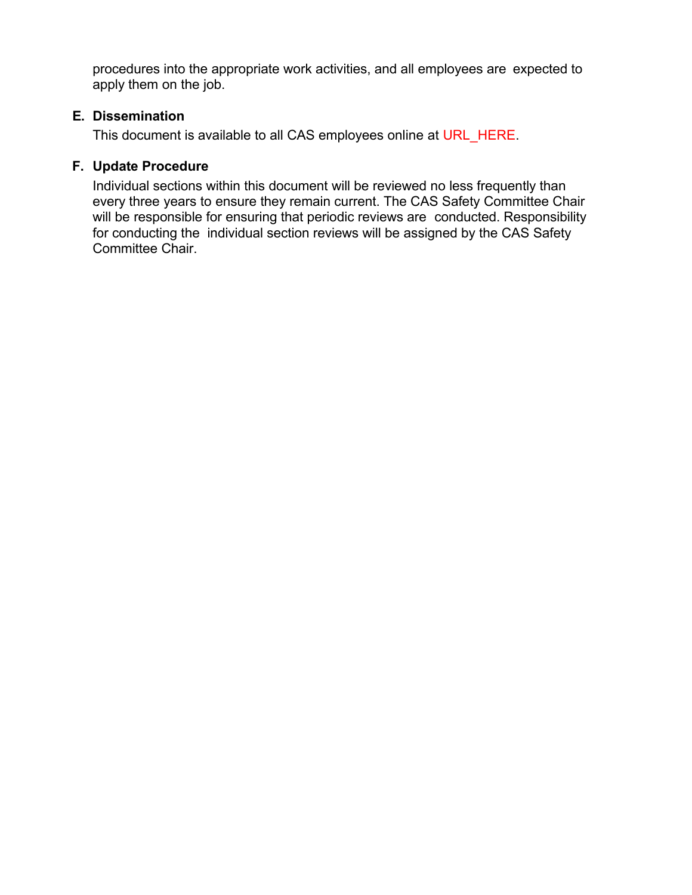procedures into the appropriate work activities, and all employees are expected to apply them on the job.

**E. Dissemination**

This document is available to all CAS employees online at URL_HERE.

**F. Update Procedure**

Individual sections within this document will be reviewed no less frequently than every three years to ensure they remain current. The CAS Safety Committee Chair will be responsible for ensuring that periodic reviews are conducted. Responsibility for conducting the individual section reviews will be assigned by the CAS Safety Committee Chair.